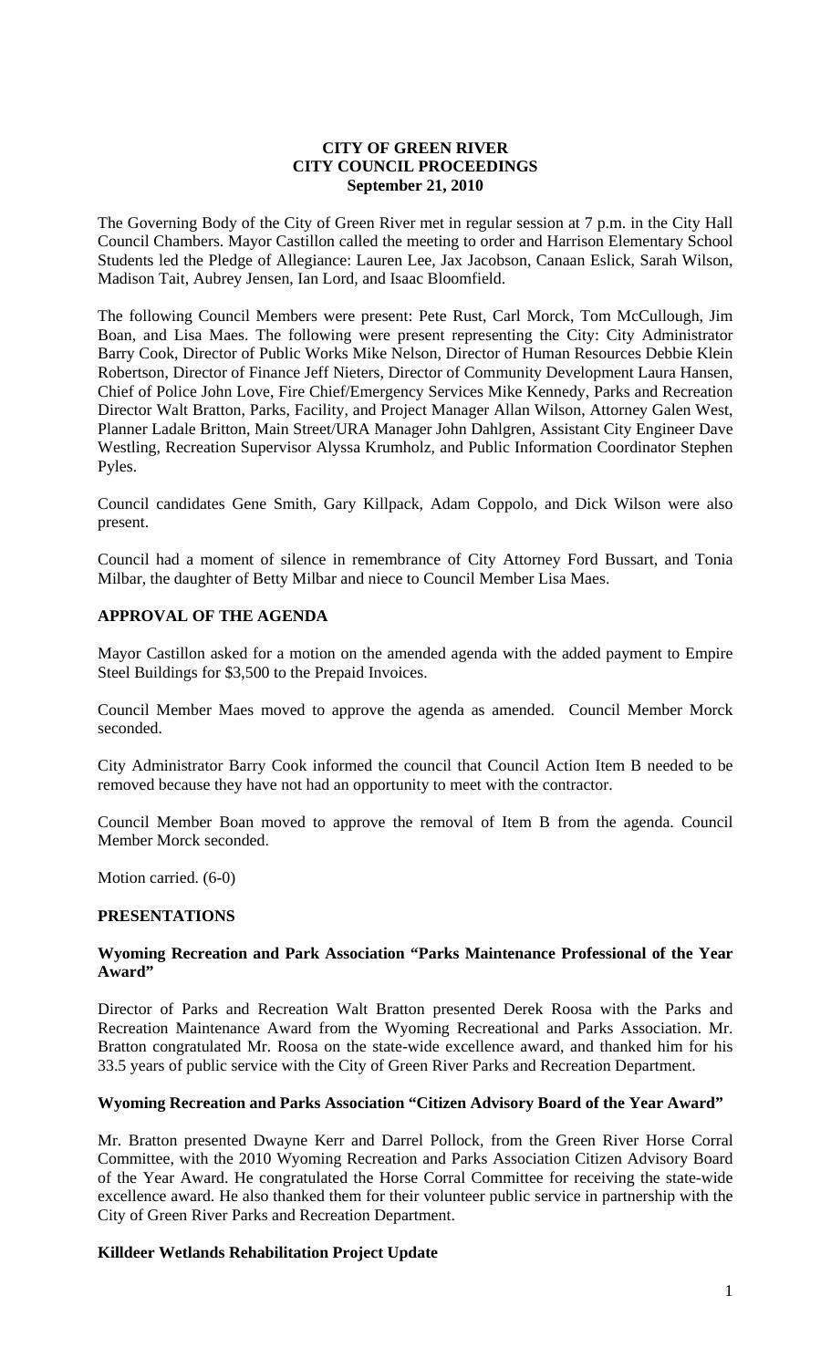**CITY OF GREEN RIVER**
**CITY COUNCIL PROCEEDINGS**
**September 21, 2010**

The Governing Body of the City of Green River met in regular session at 7 p.m. in the City Hall Council Chambers. Mayor Castillon called the meeting to order and Harrison Elementary School Students led the Pledge of Allegiance: Lauren Lee, Jax Jacobson, Canaan Eslick, Sarah Wilson, Madison Tait, Aubrey Jensen, Ian Lord, and Isaac Bloomfield.

The following Council Members were present: Pete Rust, Carl Morck, Tom McCullough, Jim Boan, and Lisa Maes. The following were present representing the City: City Administrator Barry Cook, Director of Public Works Mike Nelson, Director of Human Resources Debbie Klein Robertson, Director of Finance Jeff Nieters, Director of Community Development Laura Hansen, Chief of Police John Love, Fire Chief/Emergency Services Mike Kennedy, Parks and Recreation Director Walt Bratton, Parks, Facility, and Project Manager Allan Wilson, Attorney Galen West, Planner Ladale Britton, Main Street/URA Manager John Dahlgren, Assistant City Engineer Dave Westling, Recreation Supervisor Alyssa Krumholz, and Public Information Coordinator Stephen Pyles.

Council candidates Gene Smith, Gary Killpack, Adam Coppolo, and Dick Wilson were also present.

Council had a moment of silence in remembrance of City Attorney Ford Bussart, and Tonia Milbar, the daughter of Betty Milbar and niece to Council Member Lisa Maes.

## APPROVAL OF THE AGENDA

Mayor Castillon asked for a motion on the amended agenda with the added payment to Empire Steel Buildings for $3,500 to the Prepaid Invoices.

Council Member Maes moved to approve the agenda as amended. Council Member Morck seconded.

City Administrator Barry Cook informed the council that Council Action Item B needed to be removed because they have not had an opportunity to meet with the contractor.

Council Member Boan moved to approve the removal of Item B from the agenda. Council Member Morck seconded.

Motion carried. (6-0)

## PRESENTATIONS

### Wyoming Recreation and Park Association "Parks Maintenance Professional of the Year Award"

Director of Parks and Recreation Walt Bratton presented Derek Roosa with the Parks and Recreation Maintenance Award from the Wyoming Recreational and Parks Association. Mr. Bratton congratulated Mr. Roosa on the state-wide excellence award, and thanked him for his 33.5 years of public service with the City of Green River Parks and Recreation Department.

### Wyoming Recreation and Parks Association "Citizen Advisory Board of the Year Award"

Mr. Bratton presented Dwayne Kerr and Darrel Pollock, from the Green River Horse Corral Committee, with the 2010 Wyoming Recreation and Parks Association Citizen Advisory Board of the Year Award. He congratulated the Horse Corral Committee for receiving the state-wide excellence award. He also thanked them for their volunteer public service in partnership with the City of Green River Parks and Recreation Department.

### Killdeer Wetlands Rehabilitation Project Update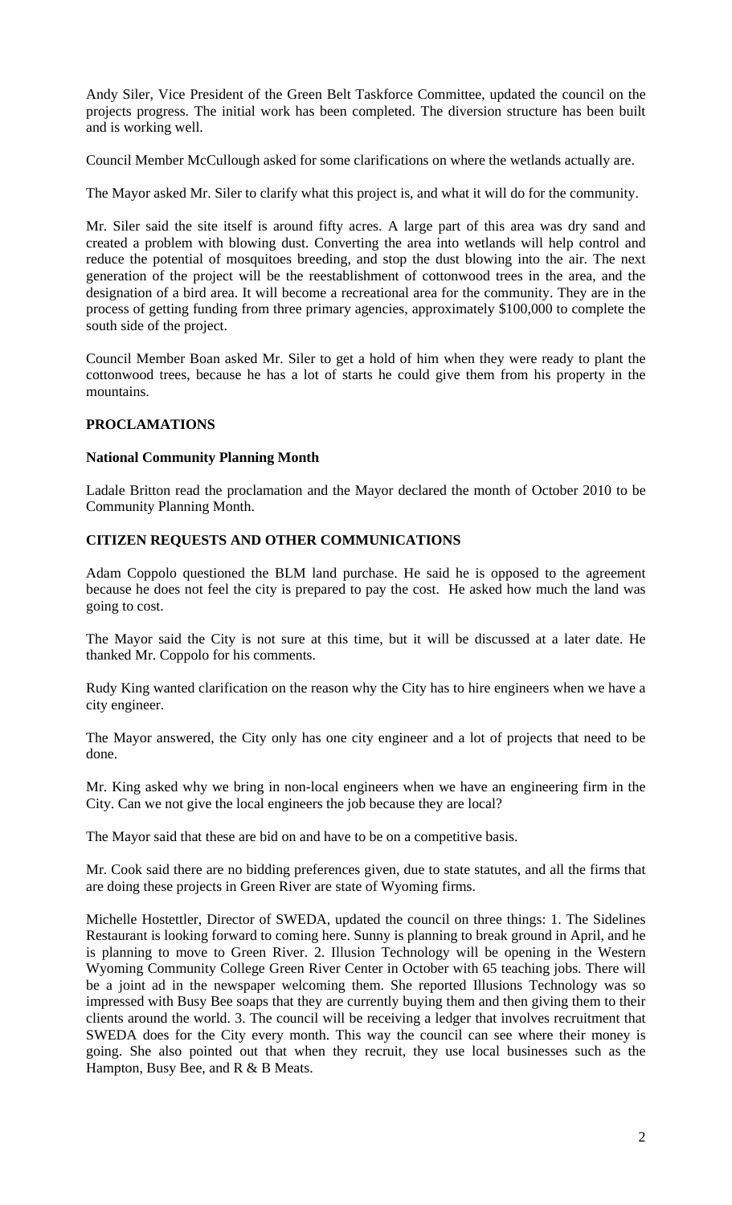Andy Siler, Vice President of the Green Belt Taskforce Committee, updated the council on the projects progress. The initial work has been completed. The diversion structure has been built and is working well.

Council Member McCullough asked for some clarifications on where the wetlands actually are.

The Mayor asked Mr. Siler to clarify what this project is, and what it will do for the community.

Mr. Siler said the site itself is around fifty acres. A large part of this area was dry sand and created a problem with blowing dust. Converting the area into wetlands will help control and reduce the potential of mosquitoes breeding, and stop the dust blowing into the air. The next generation of the project will be the reestablishment of cottonwood trees in the area, and the designation of a bird area. It will become a recreational area for the community. They are in the process of getting funding from three primary agencies, approximately $100,000 to complete the south side of the project.

Council Member Boan asked Mr. Siler to get a hold of him when they were ready to plant the cottonwood trees, because he has a lot of starts he could give them from his property in the mountains.

## PROCLAMATIONS

### National Community Planning Month

Ladale Britton read the proclamation and the Mayor declared the month of October 2010 to be Community Planning Month.

## CITIZEN REQUESTS AND OTHER COMMUNICATIONS

Adam Coppolo questioned the BLM land purchase. He said he is opposed to the agreement because he does not feel the city is prepared to pay the cost. He asked how much the land was going to cost.

The Mayor said the City is not sure at this time, but it will be discussed at a later date. He thanked Mr. Coppolo for his comments.

Rudy King wanted clarification on the reason why the City has to hire engineers when we have a city engineer.

The Mayor answered, the City only has one city engineer and a lot of projects that need to be done.

Mr. King asked why we bring in non-local engineers when we have an engineering firm in the City. Can we not give the local engineers the job because they are local?

The Mayor said that these are bid on and have to be on a competitive basis.

Mr. Cook said there are no bidding preferences given, due to state statutes, and all the firms that are doing these projects in Green River are state of Wyoming firms.

Michelle Hostettler, Director of SWEDA, updated the council on three things: 1. The Sidelines Restaurant is looking forward to coming here. Sunny is planning to break ground in April, and he is planning to move to Green River. 2. Illusion Technology will be opening in the Western Wyoming Community College Green River Center in October with 65 teaching jobs. There will be a joint ad in the newspaper welcoming them. She reported Illusions Technology was so impressed with Busy Bee soaps that they are currently buying them and then giving them to their clients around the world. 3. The council will be receiving a ledger that involves recruitment that SWEDA does for the City every month. This way the council can see where their money is going. She also pointed out that when they recruit, they use local businesses such as the Hampton, Busy Bee, and R & B Meats.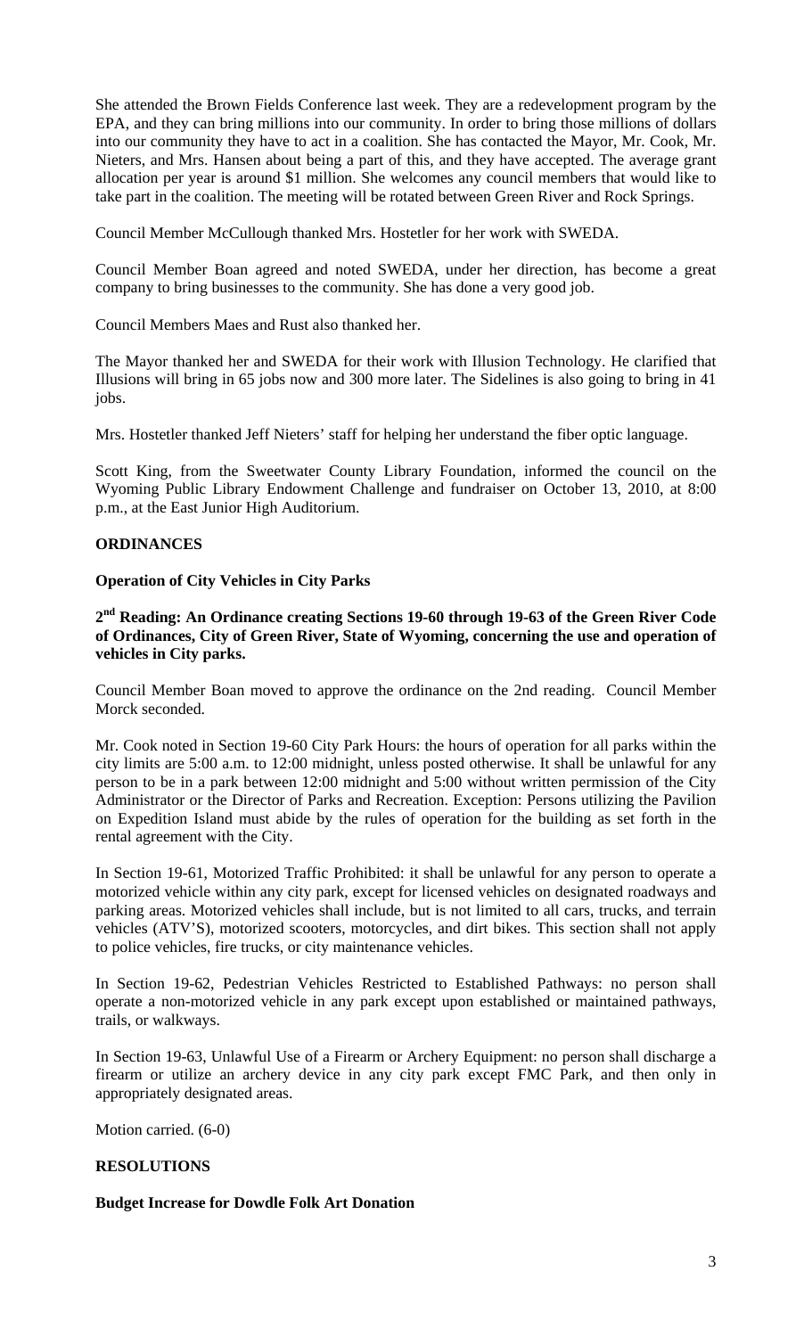She attended the Brown Fields Conference last week. They are a redevelopment program by the EPA, and they can bring millions into our community. In order to bring those millions of dollars into our community they have to act in a coalition. She has contacted the Mayor, Mr. Cook, Mr. Nieters, and Mrs. Hansen about being a part of this, and they have accepted. The average grant allocation per year is around $1 million. She welcomes any council members that would like to take part in the coalition. The meeting will be rotated between Green River and Rock Springs.

Council Member McCullough thanked Mrs. Hostetler for her work with SWEDA.

Council Member Boan agreed and noted SWEDA, under her direction, has become a great company to bring businesses to the community. She has done a very good job.

Council Members Maes and Rust also thanked her.

The Mayor thanked her and SWEDA for their work with Illusion Technology. He clarified that Illusions will bring in 65 jobs now and 300 more later. The Sidelines is also going to bring in 41 jobs.

Mrs. Hostetler thanked Jeff Nieters' staff for helping her understand the fiber optic language.

Scott King, from the Sweetwater County Library Foundation, informed the council on the Wyoming Public Library Endowment Challenge and fundraiser on October 13, 2010, at 8:00 p.m., at the East Junior High Auditorium.

**ORDINANCES**

**Operation of City Vehicles in City Parks**

**2nd Reading: An Ordinance creating Sections 19-60 through 19-63 of the Green River Code of Ordinances, City of Green River, State of Wyoming, concerning the use and operation of vehicles in City parks.**

Council Member Boan moved to approve the ordinance on the 2nd reading. Council Member Morck seconded.

Mr. Cook noted in Section 19-60 City Park Hours: the hours of operation for all parks within the city limits are 5:00 a.m. to 12:00 midnight, unless posted otherwise. It shall be unlawful for any person to be in a park between 12:00 midnight and 5:00 without written permission of the City Administrator or the Director of Parks and Recreation. Exception: Persons utilizing the Pavilion on Expedition Island must abide by the rules of operation for the building as set forth in the rental agreement with the City.

In Section 19-61, Motorized Traffic Prohibited: it shall be unlawful for any person to operate a motorized vehicle within any city park, except for licensed vehicles on designated roadways and parking areas. Motorized vehicles shall include, but is not limited to all cars, trucks, and terrain vehicles (ATV'S), motorized scooters, motorcycles, and dirt bikes. This section shall not apply to police vehicles, fire trucks, or city maintenance vehicles.

In Section 19-62, Pedestrian Vehicles Restricted to Established Pathways: no person shall operate a non-motorized vehicle in any park except upon established or maintained pathways, trails, or walkways.

In Section 19-63, Unlawful Use of a Firearm or Archery Equipment: no person shall discharge a firearm or utilize an archery device in any city park except FMC Park, and then only in appropriately designated areas.

Motion carried. (6-0)

**RESOLUTIONS**

**Budget Increase for Dowdle Folk Art Donation**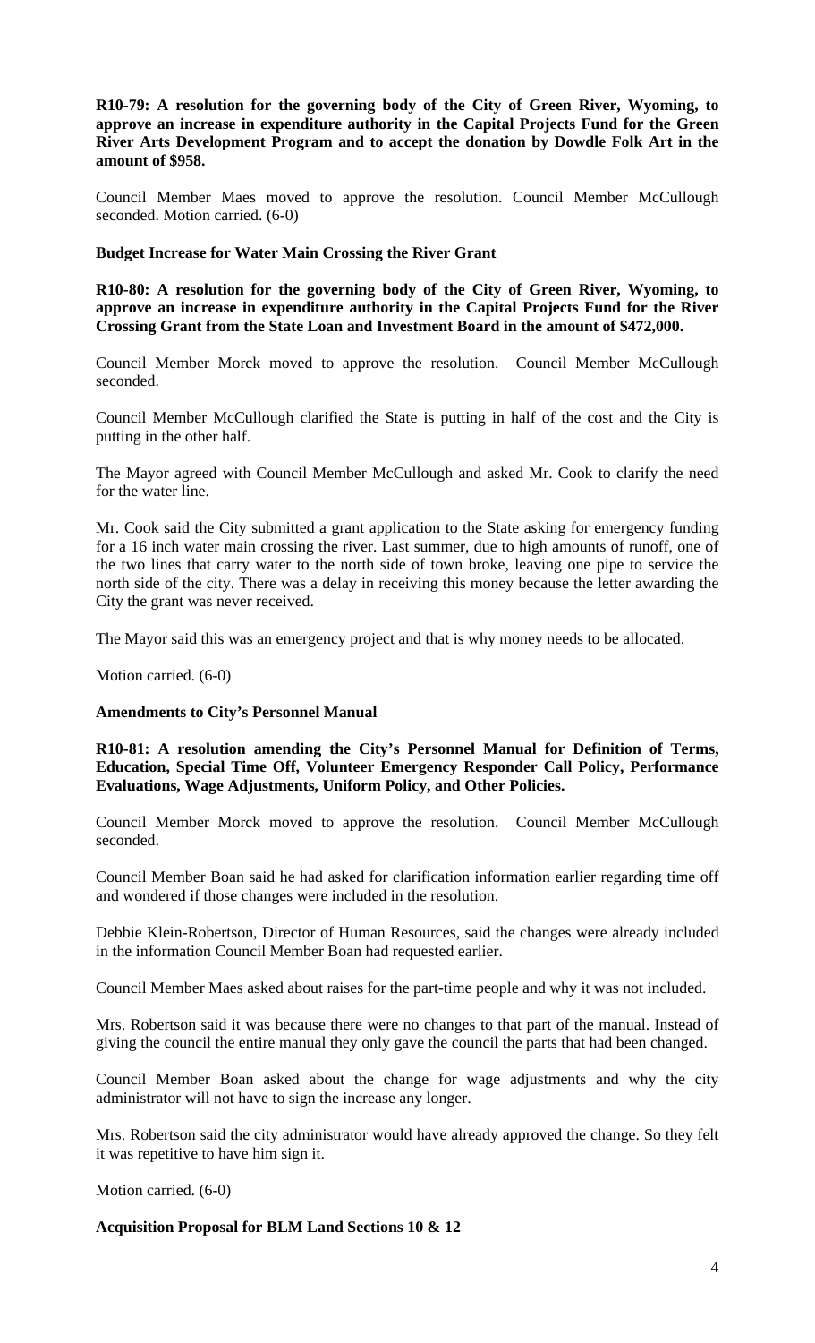**R10-79: A resolution for the governing body of the City of Green River, Wyoming, to approve an increase in expenditure authority in the Capital Projects Fund for the Green River Arts Development Program and to accept the donation by Dowdle Folk Art in the amount of $958.**

Council Member Maes moved to approve the resolution. Council Member McCullough seconded. Motion carried. (6-0)

**Budget Increase for Water Main Crossing the River Grant**

**R10-80: A resolution for the governing body of the City of Green River, Wyoming, to approve an increase in expenditure authority in the Capital Projects Fund for the River Crossing Grant from the State Loan and Investment Board in the amount of $472,000.**

Council Member Morck moved to approve the resolution. Council Member McCullough seconded.

Council Member McCullough clarified the State is putting in half of the cost and the City is putting in the other half.

The Mayor agreed with Council Member McCullough and asked Mr. Cook to clarify the need for the water line.

Mr. Cook said the City submitted a grant application to the State asking for emergency funding for a 16 inch water main crossing the river. Last summer, due to high amounts of runoff, one of the two lines that carry water to the north side of town broke, leaving one pipe to service the north side of the city. There was a delay in receiving this money because the letter awarding the City the grant was never received.

The Mayor said this was an emergency project and that is why money needs to be allocated.

Motion carried. (6-0)

**Amendments to City's Personnel Manual**

**R10-81: A resolution amending the City's Personnel Manual for Definition of Terms, Education, Special Time Off, Volunteer Emergency Responder Call Policy, Performance Evaluations, Wage Adjustments, Uniform Policy, and Other Policies.**

Council Member Morck moved to approve the resolution. Council Member McCullough seconded.

Council Member Boan said he had asked for clarification information earlier regarding time off and wondered if those changes were included in the resolution.

Debbie Klein-Robertson, Director of Human Resources, said the changes were already included in the information Council Member Boan had requested earlier.

Council Member Maes asked about raises for the part-time people and why it was not included.

Mrs. Robertson said it was because there were no changes to that part of the manual. Instead of giving the council the entire manual they only gave the council the parts that had been changed.

Council Member Boan asked about the change for wage adjustments and why the city administrator will not have to sign the increase any longer.

Mrs. Robertson said the city administrator would have already approved the change. So they felt it was repetitive to have him sign it.

Motion carried. (6-0)

**Acquisition Proposal for BLM Land Sections 10 & 12**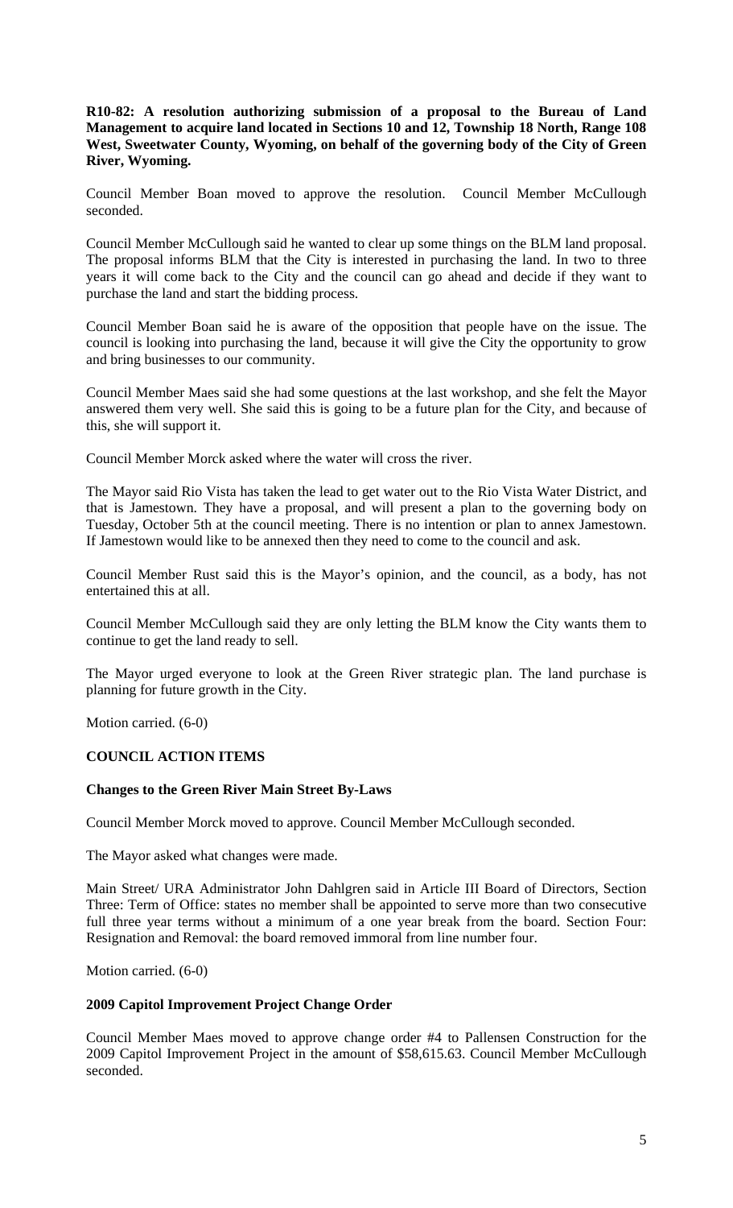**R10-82: A resolution authorizing submission of a proposal to the Bureau of Land Management to acquire land located in Sections 10 and 12, Township 18 North, Range 108 West, Sweetwater County, Wyoming, on behalf of the governing body of the City of Green River, Wyoming.**

Council Member Boan moved to approve the resolution. Council Member McCullough seconded.

Council Member McCullough said he wanted to clear up some things on the BLM land proposal. The proposal informs BLM that the City is interested in purchasing the land. In two to three years it will come back to the City and the council can go ahead and decide if they want to purchase the land and start the bidding process.

Council Member Boan said he is aware of the opposition that people have on the issue. The council is looking into purchasing the land, because it will give the City the opportunity to grow and bring businesses to our community.

Council Member Maes said she had some questions at the last workshop, and she felt the Mayor answered them very well. She said this is going to be a future plan for the City, and because of this, she will support it.

Council Member Morck asked where the water will cross the river.

The Mayor said Rio Vista has taken the lead to get water out to the Rio Vista Water District, and that is Jamestown. They have a proposal, and will present a plan to the governing body on Tuesday, October 5th at the council meeting. There is no intention or plan to annex Jamestown. If Jamestown would like to be annexed then they need to come to the council and ask.

Council Member Rust said this is the Mayor's opinion, and the council, as a body, has not entertained this at all.

Council Member McCullough said they are only letting the BLM know the City wants them to continue to get the land ready to sell.

The Mayor urged everyone to look at the Green River strategic plan. The land purchase is planning for future growth in the City.

Motion carried. (6-0)

## COUNCIL ACTION ITEMS

### Changes to the Green River Main Street By-Laws

Council Member Morck moved to approve. Council Member McCullough seconded.

The Mayor asked what changes were made.

Main Street/ URA Administrator John Dahlgren said in Article III Board of Directors, Section Three: Term of Office: states no member shall be appointed to serve more than two consecutive full three year terms without a minimum of a one year break from the board. Section Four: Resignation and Removal: the board removed immoral from line number four.

Motion carried. (6-0)

### 2009 Capitol Improvement Project Change Order

Council Member Maes moved to approve change order #4 to Pallensen Construction for the 2009 Capitol Improvement Project in the amount of $58,615.63. Council Member McCullough seconded.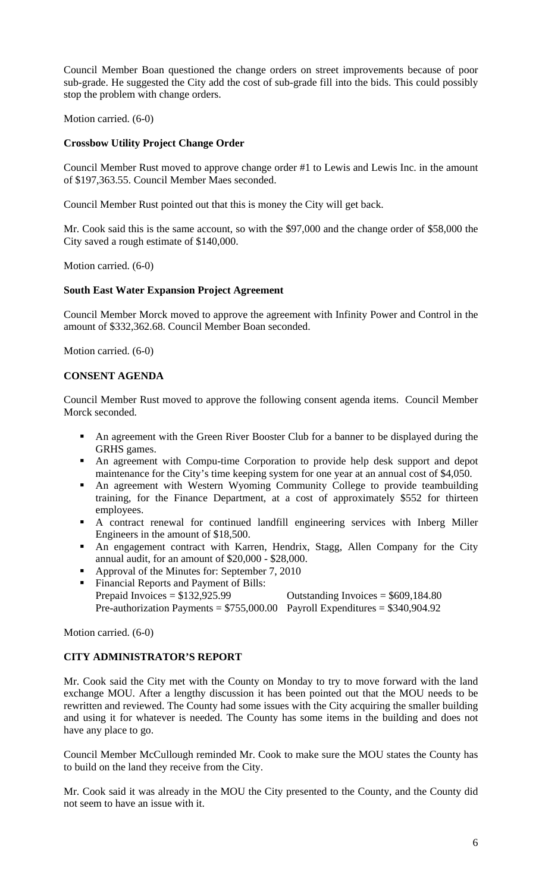Council Member Boan questioned the change orders on street improvements because of poor sub-grade. He suggested the City add the cost of sub-grade fill into the bids. This could possibly stop the problem with change orders.

Motion carried. (6-0)

**Crossbow Utility Project Change Order**

Council Member Rust moved to approve change order #1 to Lewis and Lewis Inc. in the amount of $197,363.55. Council Member Maes seconded.

Council Member Rust pointed out that this is money the City will get back.

Mr. Cook said this is the same account, so with the $97,000 and the change order of $58,000 the City saved a rough estimate of $140,000.

Motion carried. (6-0)

**South East Water Expansion Project Agreement**

Council Member Morck moved to approve the agreement with Infinity Power and Control in the amount of $332,362.68. Council Member Boan seconded.

Motion carried. (6-0)

**CONSENT AGENDA**

Council Member Rust moved to approve the following consent agenda items. Council Member Morck seconded.

- An agreement with the Green River Booster Club for a banner to be displayed during the GRHS games.
- An agreement with Compu-time Corporation to provide help desk support and depot maintenance for the City's time keeping system for one year at an annual cost of $4,050.
- An agreement with Western Wyoming Community College to provide teambuilding training, for the Finance Department, at a cost of approximately $552 for thirteen employees.
- A contract renewal for continued landfill engineering services with Inberg Miller Engineers in the amount of $18,500.
- An engagement contract with Karren, Hendrix, Stagg, Allen Company for the City annual audit, for an amount of $20,000 - $28,000.
- Approval of the Minutes for: September 7, 2010
- Financial Reports and Payment of Bills:
  Prepaid Invoices = $132,925.99 Outstanding Invoices = $609,184.80
  Pre-authorization Payments = $755,000.00 Payroll Expenditures = $340,904.92

Motion carried. (6-0)

**CITY ADMINISTRATOR'S REPORT**

Mr. Cook said the City met with the County on Monday to try to move forward with the land exchange MOU. After a lengthy discussion it has been pointed out that the MOU needs to be rewritten and reviewed. The County had some issues with the City acquiring the smaller building and using it for whatever is needed. The County has some items in the building and does not have any place to go.

Council Member McCullough reminded Mr. Cook to make sure the MOU states the County has to build on the land they receive from the City.

Mr. Cook said it was already in the MOU the City presented to the County, and the County did not seem to have an issue with it.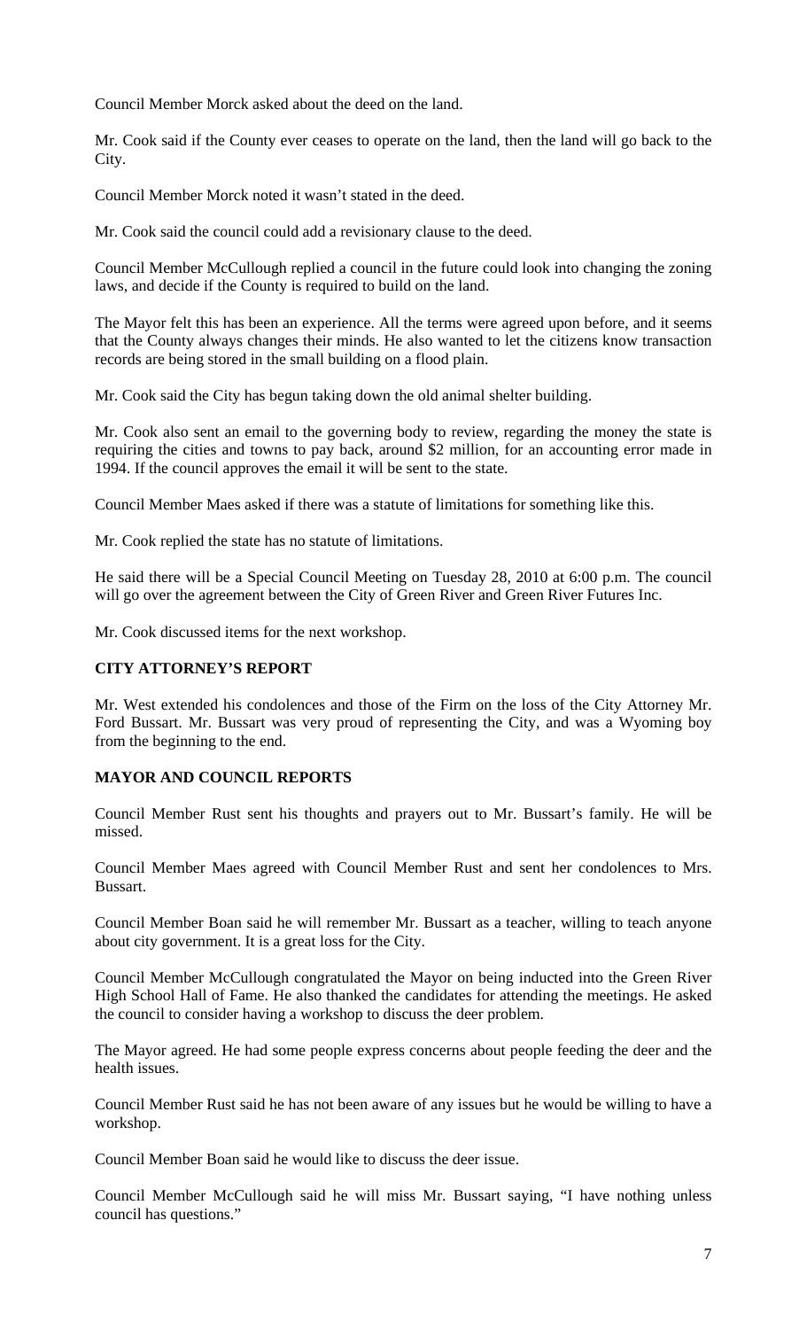Council Member Morck asked about the deed on the land.

Mr. Cook said if the County ever ceases to operate on the land, then the land will go back to the City.

Council Member Morck noted it wasn't stated in the deed.

Mr. Cook said the council could add a revisionary clause to the deed.

Council Member McCullough replied a council in the future could look into changing the zoning laws, and decide if the County is required to build on the land.

The Mayor felt this has been an experience. All the terms were agreed upon before, and it seems that the County always changes their minds. He also wanted to let the citizens know transaction records are being stored in the small building on a flood plain.

Mr. Cook said the City has begun taking down the old animal shelter building.

Mr. Cook also sent an email to the governing body to review, regarding the money the state is requiring the cities and towns to pay back, around $2 million, for an accounting error made in 1994. If the council approves the email it will be sent to the state.

Council Member Maes asked if there was a statute of limitations for something like this.

Mr. Cook replied the state has no statute of limitations.

He said there will be a Special Council Meeting on Tuesday 28, 2010 at 6:00 p.m. The council will go over the agreement between the City of Green River and Green River Futures Inc.

Mr. Cook discussed items for the next workshop.

**CITY ATTORNEY'S REPORT**

Mr. West extended his condolences and those of the Firm on the loss of the City Attorney Mr. Ford Bussart. Mr. Bussart was very proud of representing the City, and was a Wyoming boy from the beginning to the end.

**MAYOR AND COUNCIL REPORTS**

Council Member Rust sent his thoughts and prayers out to Mr. Bussart's family. He will be missed.

Council Member Maes agreed with Council Member Rust and sent her condolences to Mrs. Bussart.

Council Member Boan said he will remember Mr. Bussart as a teacher, willing to teach anyone about city government. It is a great loss for the City.

Council Member McCullough congratulated the Mayor on being inducted into the Green River High School Hall of Fame. He also thanked the candidates for attending the meetings. He asked the council to consider having a workshop to discuss the deer problem.

The Mayor agreed. He had some people express concerns about people feeding the deer and the health issues.

Council Member Rust said he has not been aware of any issues but he would be willing to have a workshop.

Council Member Boan said he would like to discuss the deer issue.

Council Member McCullough said he will miss Mr. Bussart saying, "I have nothing unless council has questions."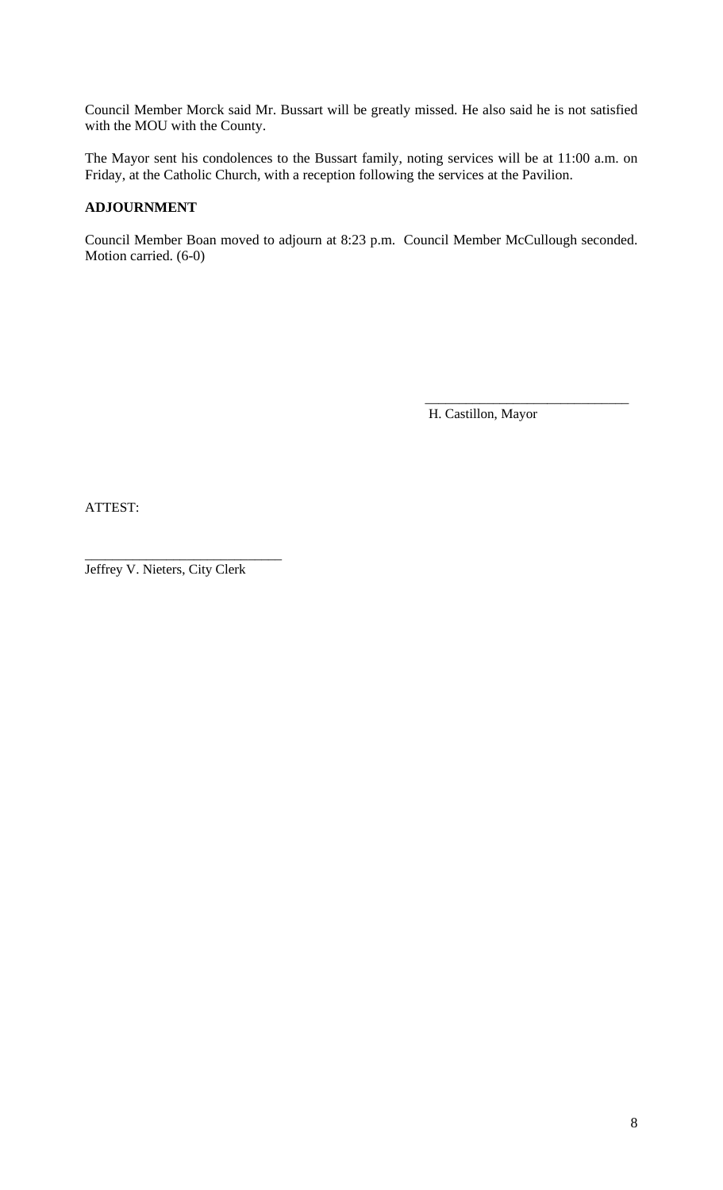Council Member Morck said Mr. Bussart will be greatly missed. He also said he is not satisfied with the MOU with the County.

The Mayor sent his condolences to the Bussart family, noting services will be at 11:00 a.m. on Friday, at the Catholic Church, with a reception following the services at the Pavilion.

**ADJOURNMENT**

Council Member Boan moved to adjourn at 8:23 p.m. Council Member McCullough seconded. Motion carried. (6-0)

\_\_\_\_\_\_\_\_\_\_\_\_\_\_\_\_\_\_\_\_\_\_\_\_\_\_\_\_\_\_
H. Castillon, Mayor

ATTEST:

\_\_\_\_\_\_\_\_\_\_\_\_\_\_\_\_\_\_\_\_\_\_\_\_\_\_\_\_\_\_
Jeffrey V. Nieters, City Clerk